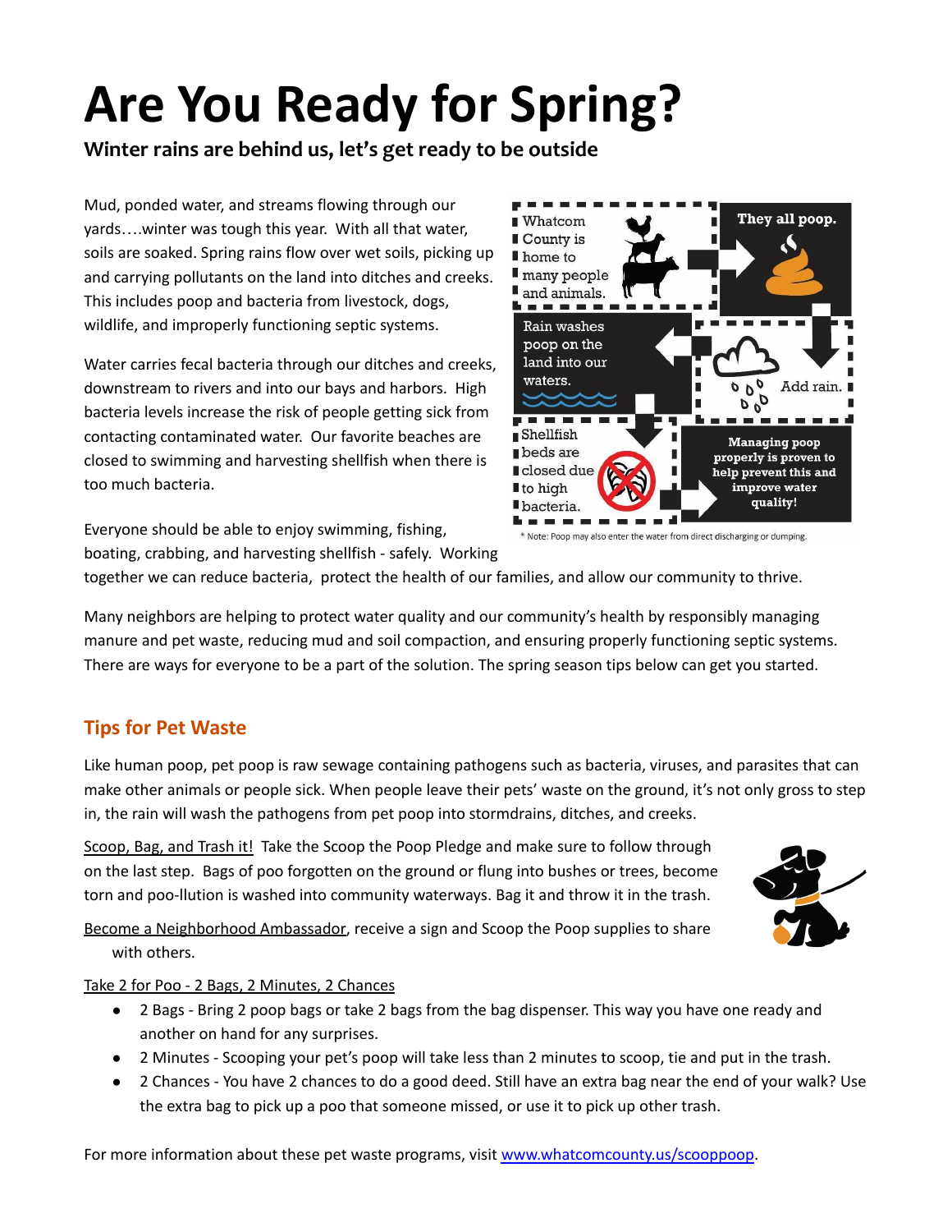# Are You Ready for Spring?

**Winter rains are behind us, let's get ready to be outside**

Mud, ponded water, and streams flowing through our yards….winter was tough this year. With all that water, soils are soaked. Spring rains flow over wet soils, picking up and carrying pollutants on the land into ditches and creeks. This includes poop and bacteria from livestock, dogs, wildlife, and improperly functioning septic systems.

Water carries fecal bacteria through our ditches and creeks, downstream to rivers and into our bays and harbors. High bacteria levels increase the risk of people getting sick from contacting contaminated water. Our favorite beaches are closed to swimming and harvesting shellfish when there is too much bacteria.

Whatcom County is home to many people and animals. They all poop. Add rain. Rain washes poop on the land into our waters. Shellfish beds are closed due to high bacteria. Managing poop properly is proven to help prevent this and improve water quality!

\* Note: Poop may also enter the water from direct discharging or dumping.

Everyone should be able to enjoy swimming, fishing, boating, crabbing, and harvesting shellfish - safely. Working together we can reduce bacteria, protect the health of our families, and allow our community to thrive.

Many neighbors are helping to protect water quality and our community's health by responsibly managing manure and pet waste, reducing mud and soil compaction, and ensuring properly functioning septic systems. There are ways for everyone to be a part of the solution. The spring season tips below can get you started.

## Tips for Pet Waste

Like human poop, pet poop is raw sewage containing pathogens such as bacteria, viruses, and parasites that can make other animals or people sick. When people leave their pets' waste on the ground, it's not only gross to step in, the rain will wash the pathogens from pet poop into stormdrains, ditches, and creeks.

Scoop, Bag, and Trash it! Take the Scoop the Poop Pledge and make sure to follow through on the last step. Bags of poo forgotten on the ground or flung into bushes or trees, become torn and poo-llution is washed into community waterways. Bag it and throw it in the trash.

Become a Neighborhood Ambassador, receive a sign and Scoop the Poop supplies to share with others.

Take 2 for Poo - 2 Bags, 2 Minutes, 2 Chances

- 2 Bags - Bring 2 poop bags or take 2 bags from the bag dispenser. This way you have one ready and another on hand for any surprises.
- 2 Minutes - Scooping your pet's poop will take less than 2 minutes to scoop, tie and put in the trash.
- 2 Chances - You have 2 chances to do a good deed. Still have an extra bag near the end of your walk? Use the extra bag to pick up a poo that someone missed, or use it to pick up other trash.

For more information about these pet waste programs, visit www.whatcomcounty.us/scooppoop.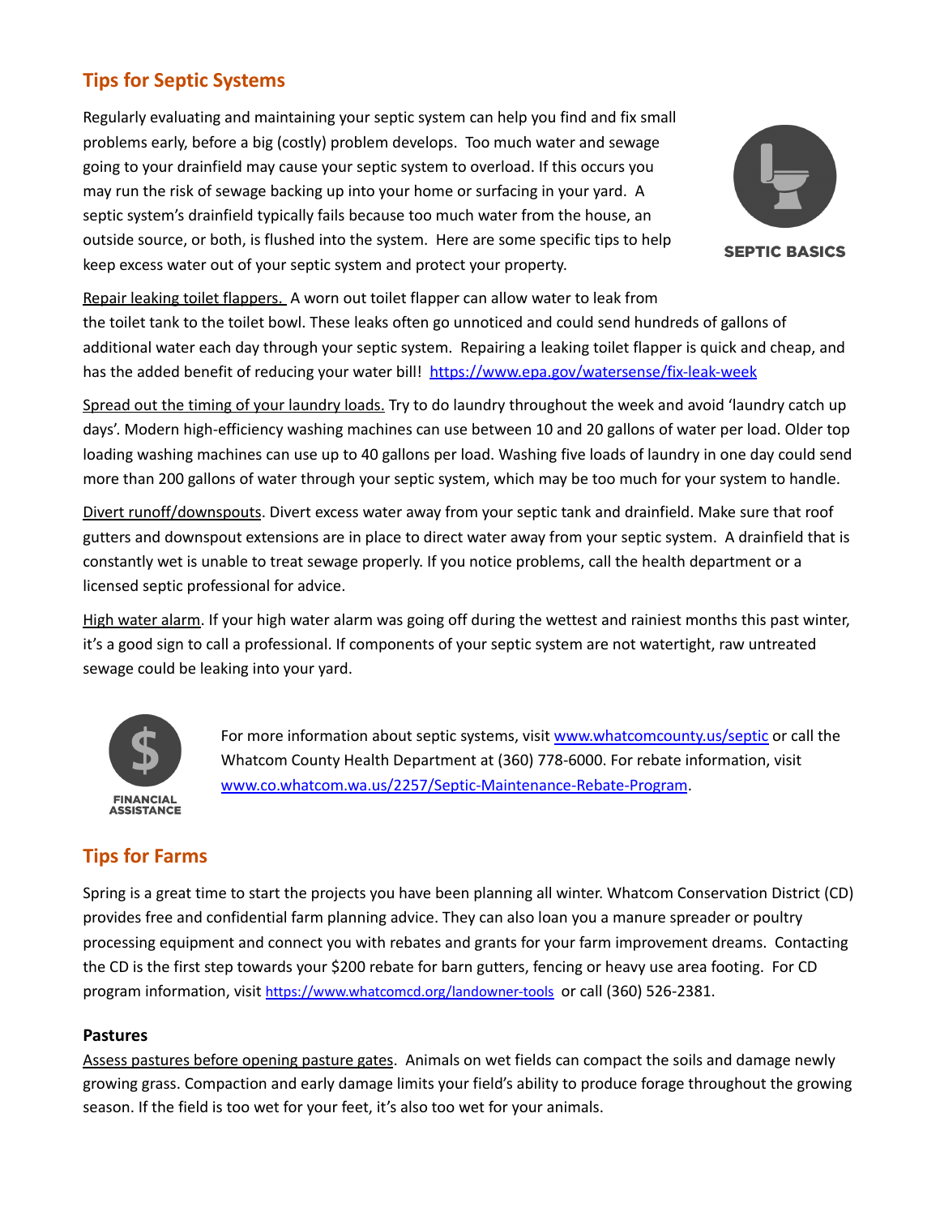## Tips for Septic Systems

Regularly evaluating and maintaining your septic system can help you find and fix small problems early, before a big (costly) problem develops. Too much water and sewage going to your drainfield may cause your septic system to overload. If this occurs you may run the risk of sewage backing up into your home or surfacing in your yard. A septic system's drainfield typically fails because too much water from the house, an outside source, or both, is flushed into the system. Here are some specific tips to help keep excess water out of your septic system and protect your property.

SEPTIC BASICS

Repair leaking toilet flappers. A worn out toilet flapper can allow water to leak from the toilet tank to the toilet bowl. These leaks often go unnoticed and could send hundreds of gallons of additional water each day through your septic system. Repairing a leaking toilet flapper is quick and cheap, and has the added benefit of reducing your water bill! https://www.epa.gov/watersense/fix-leak-week

Spread out the timing of your laundry loads. Try to do laundry throughout the week and avoid 'laundry catch up days'. Modern high-efficiency washing machines can use between 10 and 20 gallons of water per load. Older top loading washing machines can use up to 40 gallons per load. Washing five loads of laundry in one day could send more than 200 gallons of water through your septic system, which may be too much for your system to handle.

Divert runoff/downspouts. Divert excess water away from your septic tank and drainfield. Make sure that roof gutters and downspout extensions are in place to direct water away from your septic system. A drainfield that is constantly wet is unable to treat sewage properly. If you notice problems, call the health department or a licensed septic professional for advice.

High water alarm. If your high water alarm was going off during the wettest and rainiest months this past winter, it's a good sign to call a professional. If components of your septic system are not watertight, raw untreated sewage could be leaking into your yard.

FINANCIAL ASSISTANCE

For more information about septic systems, visit www.whatcomcounty.us/septic or call the Whatcom County Health Department at (360) 778-6000. For rebate information, visit www.co.whatcom.wa.us/2257/Septic-Maintenance-Rebate-Program.

## Tips for Farms

Spring is a great time to start the projects you have been planning all winter. Whatcom Conservation District (CD) provides free and confidential farm planning advice. They can also loan you a manure spreader or poultry processing equipment and connect you with rebates and grants for your farm improvement dreams. Contacting the CD is the first step towards your $200 rebate for barn gutters, fencing or heavy use area footing. For CD program information, visit https://www.whatcomcd.org/landowner-tools or call (360) 526-2381.

### Pastures

Assess pastures before opening pasture gates. Animals on wet fields can compact the soils and damage newly growing grass. Compaction and early damage limits your field's ability to produce forage throughout the growing season. If the field is too wet for your feet, it's also too wet for your animals.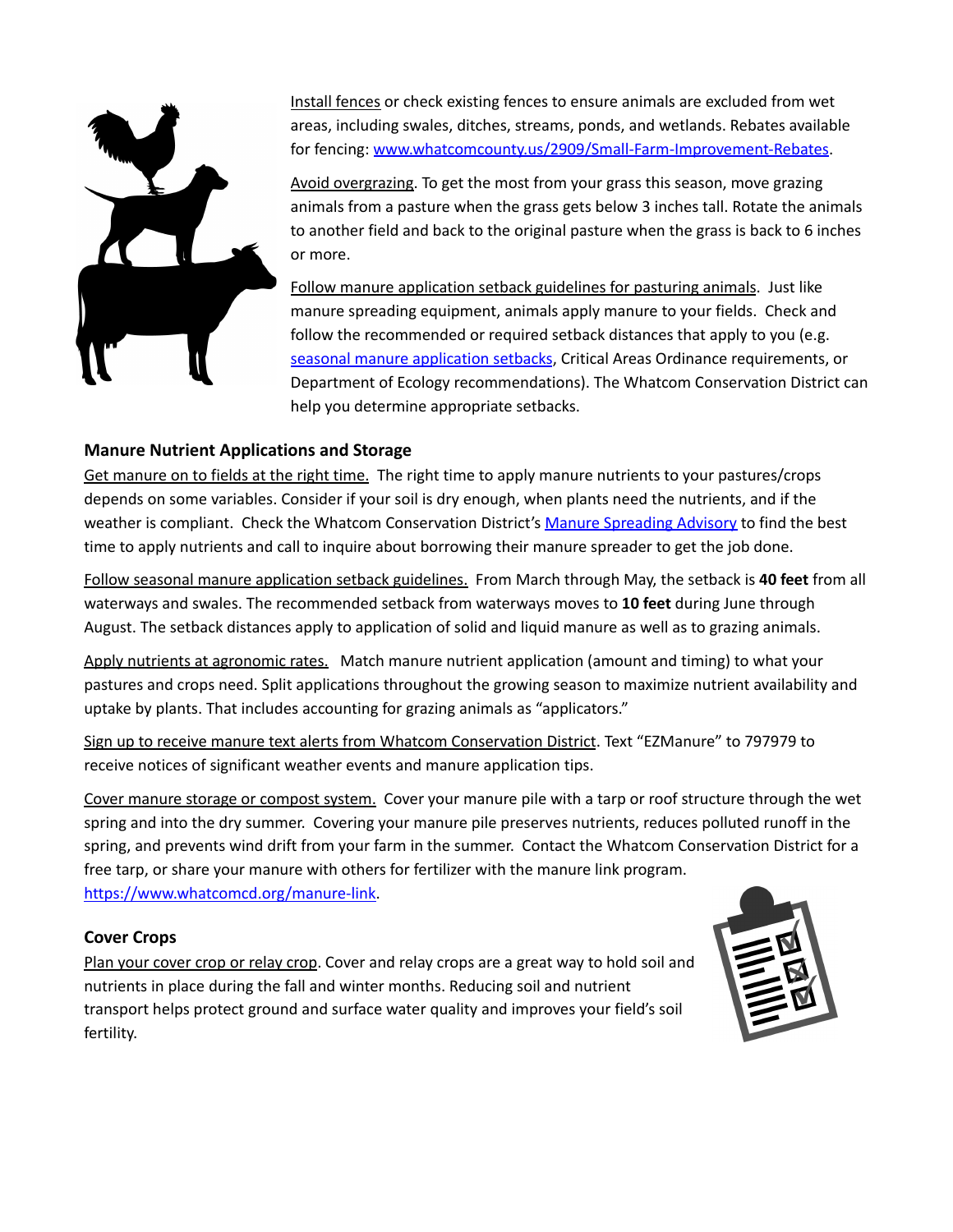Install fences or check existing fences to ensure animals are excluded from wet areas, including swales, ditches, streams, ponds, and wetlands. Rebates available for fencing: [www.whatcomcounty.us/2909/Small-Farm-Improvement-Rebates](www.whatcomcounty.us/2909/Small-Farm-Improvement-Rebates).

Avoid overgrazing. To get the most from your grass this season, move grazing animals from a pasture when the grass gets below 3 inches tall. Rotate the animals to another field and back to the original pasture when the grass is back to 6 inches or more.

Follow manure application setback guidelines for pasturing animals. Just like manure spreading equipment, animals apply manure to your fields. Check and follow the recommended or required setback distances that apply to you (e.g. seasonal manure application setbacks, Critical Areas Ordinance requirements, or Department of Ecology recommendations). The Whatcom Conservation District can help you determine appropriate setbacks.

### Manure Nutrient Applications and Storage

Get manure on to fields at the right time. The right time to apply manure nutrients to your pastures/crops depends on some variables. Consider if your soil is dry enough, when plants need the nutrients, and if the weather is compliant. Check the Whatcom Conservation District's Manure Spreading Advisory to find the best time to apply nutrients and call to inquire about borrowing their manure spreader to get the job done.

Follow seasonal manure application setback guidelines. From March through May, the setback is **40 feet** from all waterways and swales. The recommended setback from waterways moves to **10 feet** during June through August. The setback distances apply to application of solid and liquid manure as well as to grazing animals.

Apply nutrients at agronomic rates. Match manure nutrient application (amount and timing) to what your pastures and crops need. Split applications throughout the growing season to maximize nutrient availability and uptake by plants. That includes accounting for grazing animals as "applicators."

Sign up to receive manure text alerts from Whatcom Conservation District. Text "EZManure" to 797979 to receive notices of significant weather events and manure application tips.

Cover manure storage or compost system. Cover your manure pile with a tarp or roof structure through the wet spring and into the dry summer. Covering your manure pile preserves nutrients, reduces polluted runoff in the spring, and prevents wind drift from your farm in the summer. Contact the Whatcom Conservation District for a free tarp, or share your manure with others for fertilizer with the manure link program. [https://www.whatcomcd.org/manure-link](https://www.whatcomcd.org/manure-link).

### Cover Crops

Plan your cover crop or relay crop. Cover and relay crops are a great way to hold soil and nutrients in place during the fall and winter months. Reducing soil and nutrient transport helps protect ground and surface water quality and improves your field's soil fertility.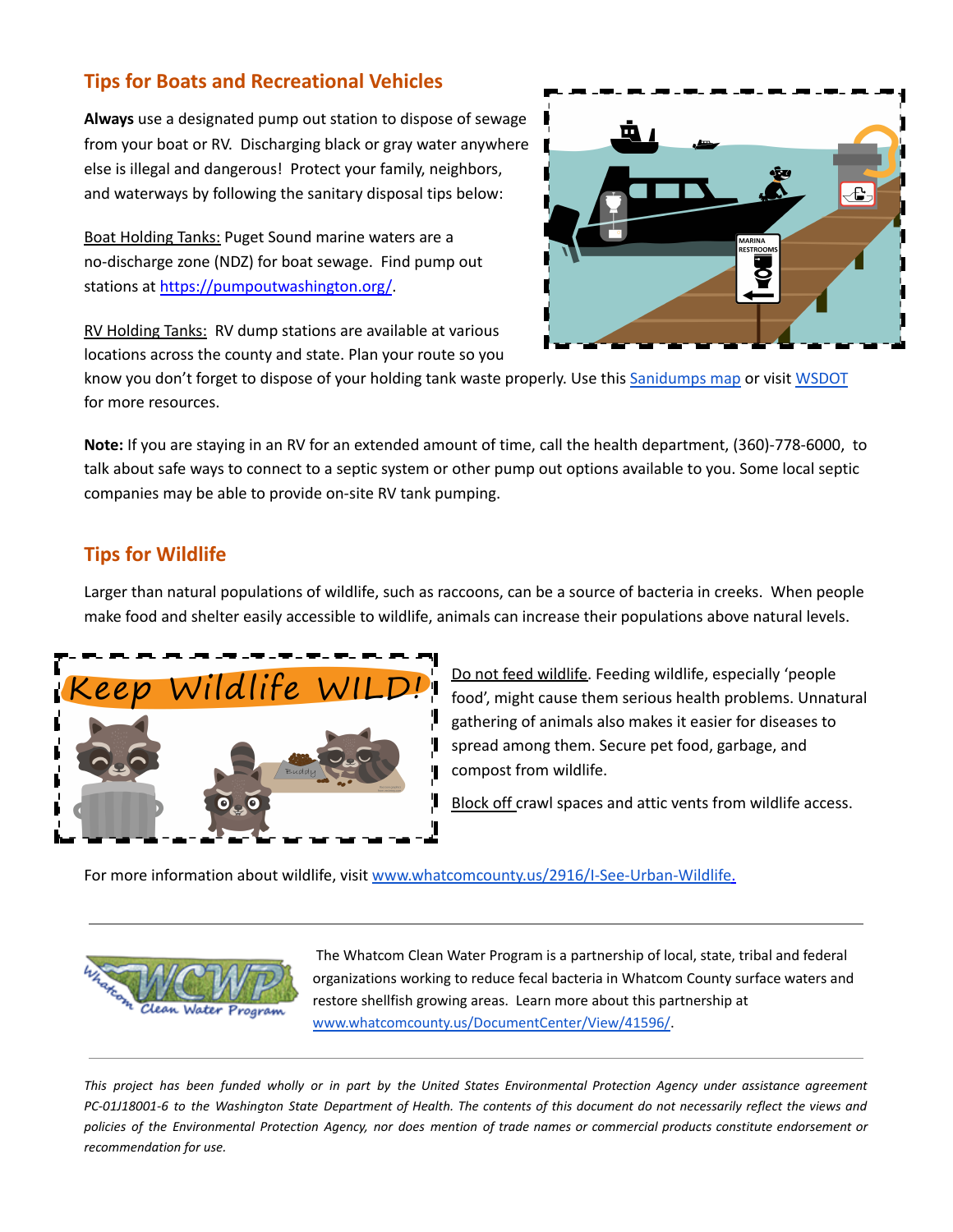## Tips for Boats and Recreational Vehicles

**Always** use a designated pump out station to dispose of sewage from your boat or RV. Discharging black or gray water anywhere else is illegal and dangerous! Protect your family, neighbors, and waterways by following the sanitary disposal tips below:

Boat Holding Tanks: Puget Sound marine waters are a no-discharge zone (NDZ) for boat sewage. Find pump out stations at https://pumpoutwashington.org/.

RV Holding Tanks: RV dump stations are available at various locations across the county and state. Plan your route so you know you don't forget to dispose of your holding tank waste properly. Use this Sanidumps map or visit WSDOT for more resources.

**Note:** If you are staying in an RV for an extended amount of time, call the health department, (360)-778-6000, to talk about safe ways to connect to a septic system or other pump out options available to you. Some local septic companies may be able to provide on-site RV tank pumping.

## Tips for Wildlife

Larger than natural populations of wildlife, such as raccoons, can be a source of bacteria in creeks. When people make food and shelter easily accessible to wildlife, animals can increase their populations above natural levels.

Do not feed wildlife. Feeding wildlife, especially 'people food', might cause them serious health problems. Unnatural gathering of animals also makes it easier for diseases to spread among them. Secure pet food, garbage, and compost from wildlife.

Block off crawl spaces and attic vents from wildlife access.

For more information about wildlife, visit www.whatcomcounty.us/2916/I-See-Urban-Wildlife.

---

The Whatcom Clean Water Program is a partnership of local, state, tribal and federal organizations working to reduce fecal bacteria in Whatcom County surface waters and restore shellfish growing areas. Learn more about this partnership at www.whatcomcounty.us/DocumentCenter/View/41596/.

---

*This project has been funded wholly or in part by the United States Environmental Protection Agency under assistance agreement PC-01J18001-6 to the Washington State Department of Health. The contents of this document do not necessarily reflect the views and policies of the Environmental Protection Agency, nor does mention of trade names or commercial products constitute endorsement or recommendation for use.*